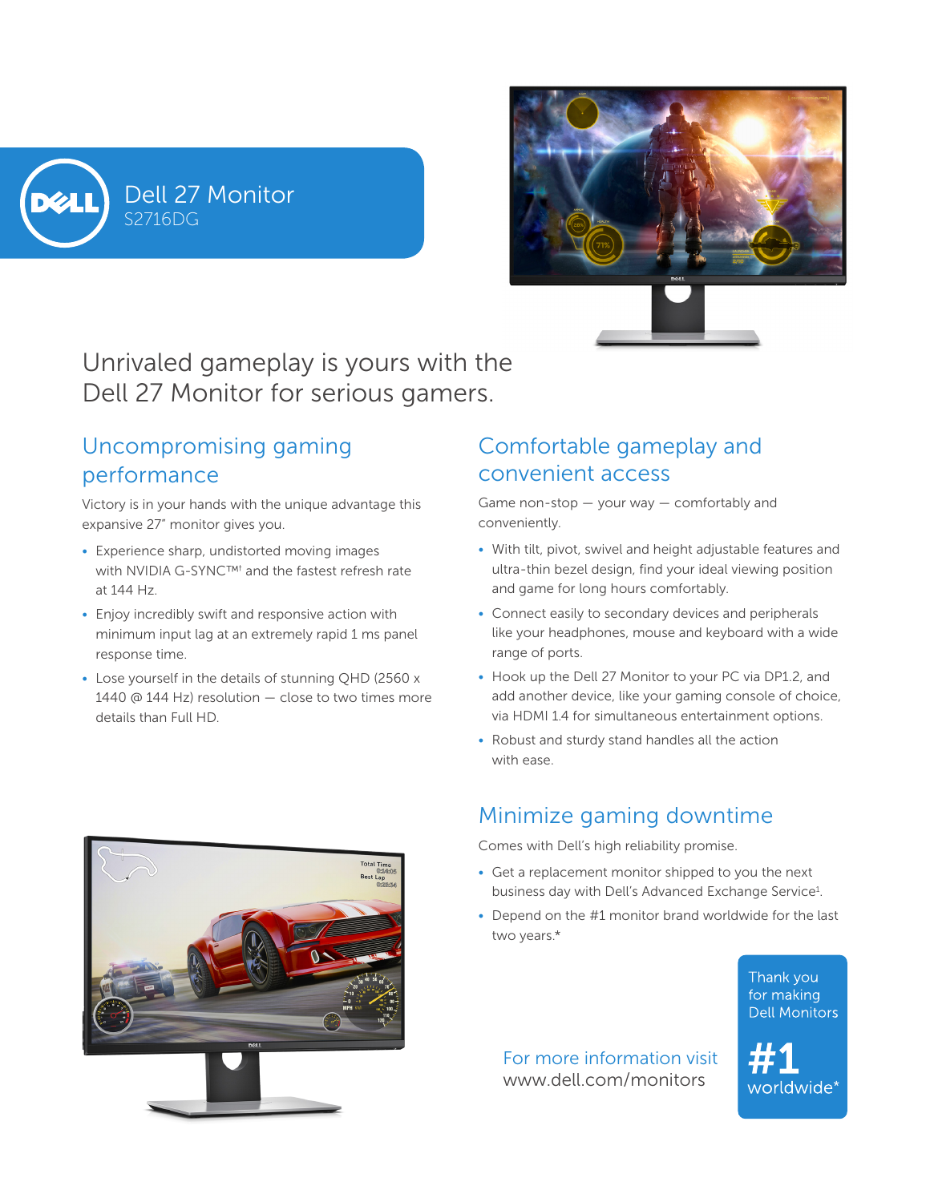# Dell 27 Monitor

S2716DG

## Unrivaled gameplay is yours with the Dell 27 Monitor for serious gamers.

### Uncompromising gaming performance

Victory is in your hands with the unique advantage this expansive 27" monitor gives you.

- Experience sharp, undistorted moving images with NVIDIA G-SYNC™[†] and the fastest refresh rate at 144 Hz.
- Enjoy incredibly swift and responsive action with minimum input lag at an extremely rapid 1 ms panel response time.
- Lose yourself in the details of stunning QHD (2560 x 1440 @ 144 Hz) resolution — close to two times more details than Full HD.

### Comfortable gameplay and convenient access

Game non-stop — your way — comfortably and conveniently.

- With tilt, pivot, swivel and height adjustable features and ultra-thin bezel design, find your ideal viewing position and game for long hours comfortably.
- Connect easily to secondary devices and peripherals like your headphones, mouse and keyboard with a wide range of ports.
- Hook up the Dell 27 Monitor to your PC via DP1.2, and add another device, like your gaming console of choice, via HDMI 1.4 for simultaneous entertainment options.
- Robust and sturdy stand handles all the action with ease.

### Minimize gaming downtime

Comes with Dell's high reliability promise.

- Get a replacement monitor shipped to you the next business day with Dell's Advanced Exchange Service[1].
- Depend on the #1 monitor brand worldwide for the last two years.*

For more information visit
www.dell.com/monitors

Thank you for making Dell Monitors

#1 worldwide*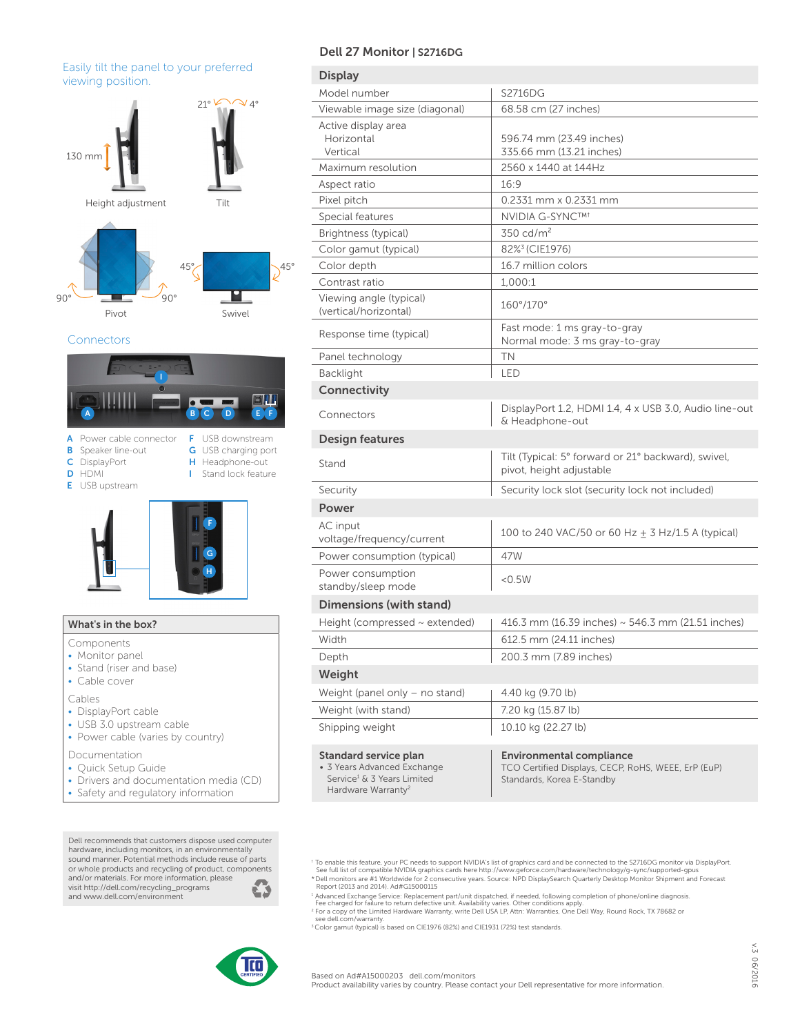Easily tilt the panel to your preferred viewing position.

130 mm

Height adjustment

21° 4°

Tilt

90° 90°

Pivot

45° 45°

Swivel

## Connectors

- **A** Power cable connector
- **B** Speaker line-out
- **C** DisplayPort
- **D** HDMI
- **E** USB upstream
- **F** USB downstream
- **G** USB charging port
- **H** Headphone-out
- **I** Stand lock feature

### What's in the box?

Components
- Monitor panel
- Stand (riser and base)
- Cable cover

Cables
- DisplayPort cable
- USB 3.0 upstream cable
- Power cable (varies by country)

Documentation
- Quick Setup Guide
- Drivers and documentation media (CD)
- Safety and regulatory information

Dell recommends that customers dispose used computer hardware, including monitors, in an environmentally sound manner. Potential methods include reuse of parts or whole products and recycling of product, components and/or materials. For more information, please visit http://dell.com/recycling_programs and www.dell.com/environment

# Dell 27 Monitor | S2716DG

| | |
|---|---|
| **Display** | |
| Model number | S2716DG |
| Viewable image size (diagonal) | 68.58 cm (27 inches) |
| Active display area<br>Horizontal<br>Vertical | <br>596.74 mm (23.49 inches)<br>335.66 mm (13.21 inches) |
| Maximum resolution | 2560 x 1440 at 144Hz |
| Aspect ratio | 16:9 |
| Pixel pitch | 0.2331 mm x 0.2331 mm |
| Special features | NVIDIA G-SYNC™[1] |
| Brightness (typical) | 350 cd/m² |
| Color gamut (typical) | 82%[3] (CIE1976) |
| Color depth | 16.7 million colors |
| Contrast ratio | 1,000:1 |
| Viewing angle (typical) (vertical/horizontal) | 160°/170° |
| Response time (typical) | Fast mode: 1 ms gray-to-gray<br>Normal mode: 3 ms gray-to-gray |
| Panel technology | TN |
| Backlight | LED |
| **Connectivity** | |
| Connectors | DisplayPort 1.2, HDMI 1.4, 4 x USB 3.0, Audio line-out & Headphone-out |
| **Design features** | |
| Stand | Tilt (Typical: 5° forward or 21° backward), swivel, pivot, height adjustable |
| Security | Security lock slot (security lock not included) |
| **Power** | |
| AC input voltage/frequency/current | 100 to 240 VAC/50 or 60 Hz ± 3 Hz/1.5 A (typical) |
| Power consumption (typical) | 47W |
| Power consumption standby/sleep mode | <0.5W |
| **Dimensions (with stand)** | |
| Height (compressed ~ extended) | 416.3 mm (16.39 inches) ~ 546.3 mm (21.51 inches) |
| Width | 612.5 mm (24.11 inches) |
| Depth | 200.3 mm (7.89 inches) |
| **Weight** | |
| Weight (panel only – no stand) | 4.40 kg (9.70 lb) |
| Weight (with stand) | 7.20 kg (15.87 lb) |
| Shipping weight | 10.10 kg (22.27 lb) |
| **Standard service plan**<br>• 3 Years Advanced Exchange Service[1] & 3 Years Limited Hardware Warranty[2] | **Environmental compliance**<br>TCO Certified Displays, CECP, RoHS, WEEE, ErP (EuP) Standards, Korea E-Standby |

[1] To enable this feature, your PC needs to support NVIDIA's list of graphics card and be connected to the S2716DG monitor via DisplayPort. See full list of compatible NVIDIA graphics cards here http://www.geforce.com/hardware/technology/g-sync/supported-gpus

* Dell monitors are #1 Worldwide for 2 consecutive years. Source: NPD DisplaySearch Quarterly Desktop Monitor Shipment and Forecast Report (2013 and 2014). Ad#G15000115

[1] Advanced Exchange Service: Replacement part/unit dispatched, if needed, following completion of phone/online diagnosis. Fee charged for failure to return defective unit. Availability varies. Other conditions apply.

[2] For a copy of the Limited Hardware Warranty, write Dell USA LP, Attn: Warranties, One Dell Way, Round Rock, TX 78682 or see dell.com/warranty.

[3] Color gamut (typical) is based on CIE1976 (82%) and CIE1931 (72%) test standards.

Based on Ad#A15000203 dell.com/monitors
Product availability varies by country. Please contact your Dell representative for more information.

v.3 06/2016